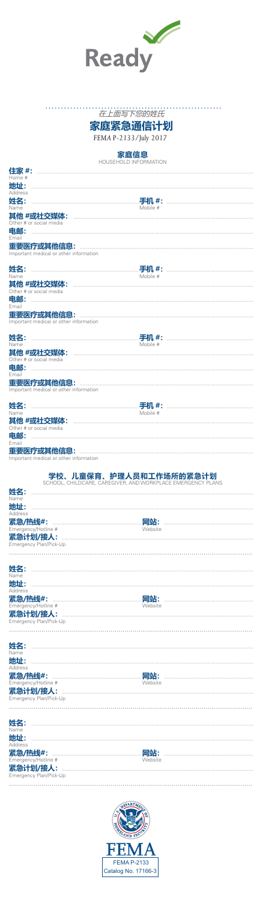Ready

*在上面写下您的姓氏*

# 家庭紧急通信计划

FEMA P-2133/July 2017

## 家庭信息

HOUSEHOLD INFORMATION

**住家 #:** ..............................
Home #

**地址:** ..............................
Address

**姓名:** .............................. **手机 #:** ..............................
Name Mobile #

**其他 #或社交媒体:** ..............................
Other # or social media

**电邮:** ..............................
Email

**重要医疗或其他信息:** ..............................
Important medical or other information

**姓名:** .............................. **手机 #:** ..............................
Name Mobile #

**其他 #或社交媒体:** ..............................
Other # or social media

**电邮:** ..............................
Email

**重要医疗或其他信息:** ..............................
Important medical or other information

**姓名:** .............................. **手机 #:** ..............................
Name Mobile #

**其他 #或社交媒体:** ..............................
Other # or social media

**电邮:** ..............................
Email

**重要医疗或其他信息:** ..............................
Important medical or other information

**姓名:** .............................. **手机 #:** ..............................
Name Mobile #

**其他 #或社交媒体:** ..............................
Other # or social media

**电邮:** ..............................
Email

**重要医疗或其他信息:** ..............................
Important medical or other information

## 学校、儿童保育、护理人员和工作场所的紧急计划

SCHOOL, CHILDCARE, CAREGIVER, AND WORKPLACE EMERGENCY PLANS

**姓名:** ..............................
Name

**地址:** ..............................
Address

**紧急/热线#:** .............................. **网站:** ..............................
Emergency/Hotline # Website

**紧急计划/接人:** ..............................
Emergency Plan/Pick-Up

**姓名:** ..............................
Name

**地址:** ..............................
Address

**紧急/热线#:** .............................. **网站:** ..............................
Emergency/Hotline # Website

**紧急计划/接人:** ..............................
Emergency Plan/Pick-Up

**姓名:** ..............................
Name

**地址:** ..............................
Address

**紧急/热线#:** .............................. **网站:** ..............................
Emergency/Hotline # Website

**紧急计划/接人:** ..............................
Emergency Plan/Pick-Up

**姓名:** ..............................
Name

**地址:** ..............................
Address

**紧急/热线#:** .............................. **网站:** ..............................
Emergency/Hotline # Website

**紧急计划/接人:** ..............................
Emergency Plan/Pick-Up

FEMA

FEMA P-2133
Catalog No. 17166-3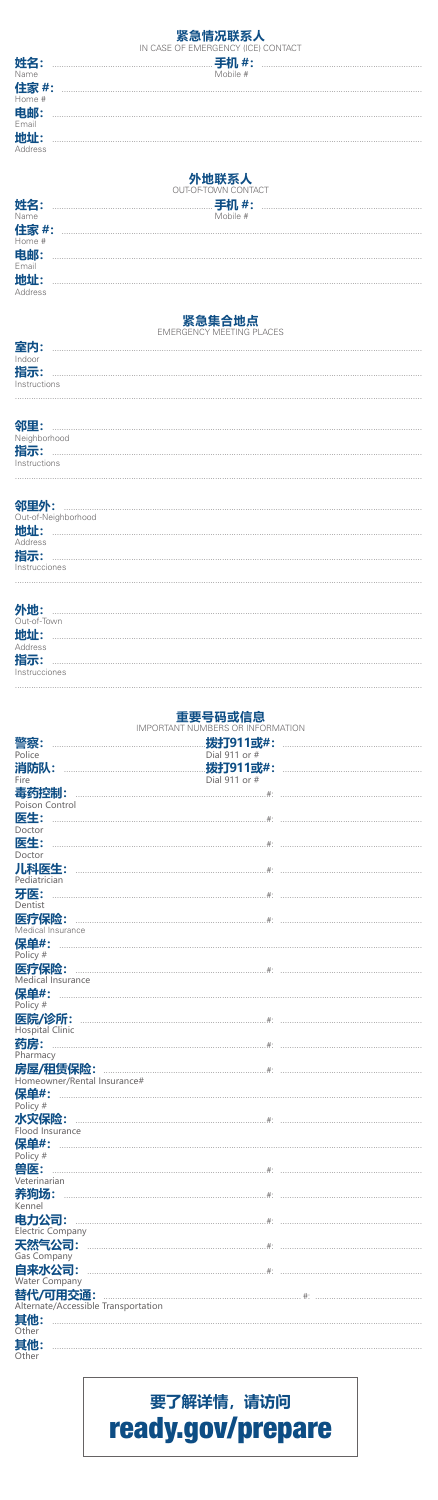## 紧急情况联系人
IN CASE OF EMERGENCY (ICE) CONTACT

**姓名:** ............ **手机 #:** ............
Name Mobile #

**住家 #:** ............
Home #

**电邮:** ............
Email

**地址:** ............
Address

## 外地联系人
OUT-OF-TOWN CONTACT

**姓名:** ............ **手机 #:** ............
Name Mobile #

**住家 #:** ............
Home #

**电邮:** ............
Email

**地址:** ............
Address

## 紧急集合地点
EMERGENCY MEETING PLACES

**室内:** ............
Indoor

**指示:** ............
Instructions

**邻里:** ............
Neighborhood

**指示:** ............
Instructions

**邻里外:** ............
Out-of-Neighborhood

**地址:** ............
Address

**指示:** ............
Instrucciones

**外地:** ............
Out-of-Town

**地址:** ............
Address

**指示:** ............
Instrucciones

## 重要号码或信息
IMPORTANT NUMBERS OR INFORMATION

**警察:** ............ **拨打911或#:** ............
Police Dial 911 or #

**消防队:** ............ **拨打911或#:** ............
Fire Dial 911 or #

**毒药控制:** ............ #: ............
Poison Control

**医生:** ............ #: ............
Doctor

**医生:** ............ #: ............
Doctor

**儿科医生:** ............ #: ............
Pediatrician

**牙医:** ............ #: ............
Dentist

**医疗保险:** ............ #: ............
Medical Insurance

**保单#:** ............
Policy #

**医疗保险:** ............ #: ............
Medical Insurance

**保单#:** ............
Policy #

**医院/诊所:** ............ #: ............
Hospital Clinic

**药房:** ............ #: ............
Pharmacy

**房屋/租赁保险:** ............ #: ............
Homeowner/Rental Insurance#

**保单#:** ............
Policy #

**水灾保险:** ............ #: ............
Flood Insurance

**保单#:** ............
Policy #

**兽医:** ............ #: ............
Veterinarian

**养狗场:** ............ #: ............
Kennel

**电力公司:** ............ #: ............
Electric Company

**天然气公司:** ............ #: ............
Gas Company

**自来水公司:** ............ #: ............
Water Company

**替代/可用交通:** ............ #: ............
Alternate/Accessible Transportation

**其他:** ............
Other

**其他:** ............
Other

**要了解详情，请访问**
**ready.gov/prepare**